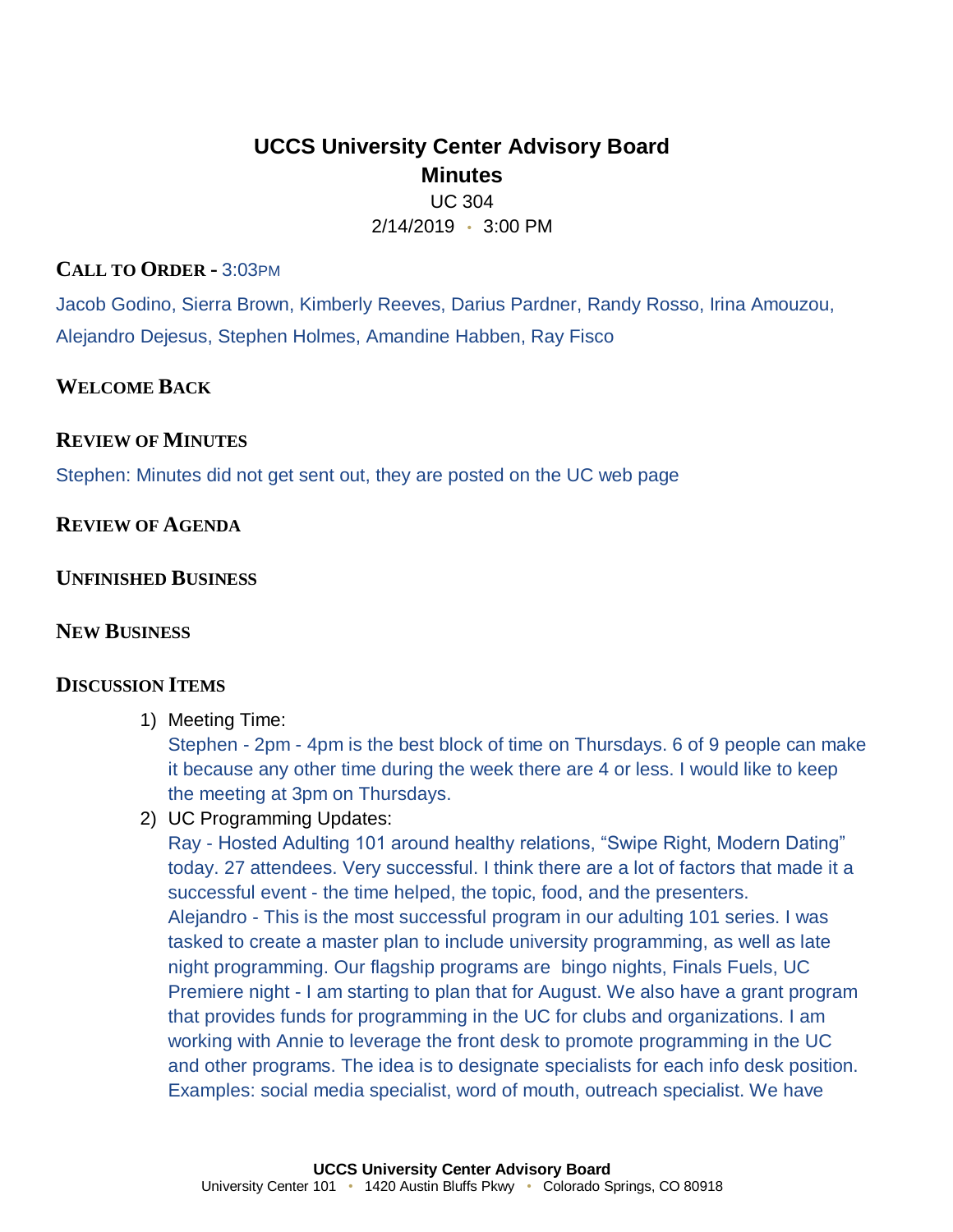# UCCS University Center Advisory Board

## Minutes

UC 304

2/14/2019 • 3:00 PM

### CALL TO ORDER - 3:03PM

Jacob Godino, Sierra Brown, Kimberly Reeves, Darius Pardner, Randy Rosso, Irina Amouzou, Alejandro Dejesus, Stephen Holmes, Amandine Habben, Ray Fisco

### WELCOME BACK

### REVIEW OF MINUTES

Stephen: Minutes did not get sent out, they are posted on the UC web page

### REVIEW OF AGENDA

### UNFINISHED BUSINESS

### NEW BUSINESS

### DISCUSSION ITEMS

1) Meeting Time:
   Stephen - 2pm - 4pm is the best block of time on Thursdays. 6 of 9 people can make it because any other time during the week there are 4 or less. I would like to keep the meeting at 3pm on Thursdays.
2) UC Programming Updates:
   Ray - Hosted Adulting 101 around healthy relations, "Swipe Right, Modern Dating" today. 27 attendees. Very successful. I think there are a lot of factors that made it a successful event - the time helped, the topic, food, and the presenters.
   Alejandro - This is the most successful program in our adulting 101 series. I was tasked to create a master plan to include university programming, as well as late night programming. Our flagship programs are bingo nights, Finals Fuels, UC Premiere night - I am starting to plan that for August. We also have a grant program that provides funds for programming in the UC for clubs and organizations. I am working with Annie to leverage the front desk to promote programming in the UC and other programs. The idea is to designate specialists for each info desk position. Examples: social media specialist, word of mouth, outreach specialist. We have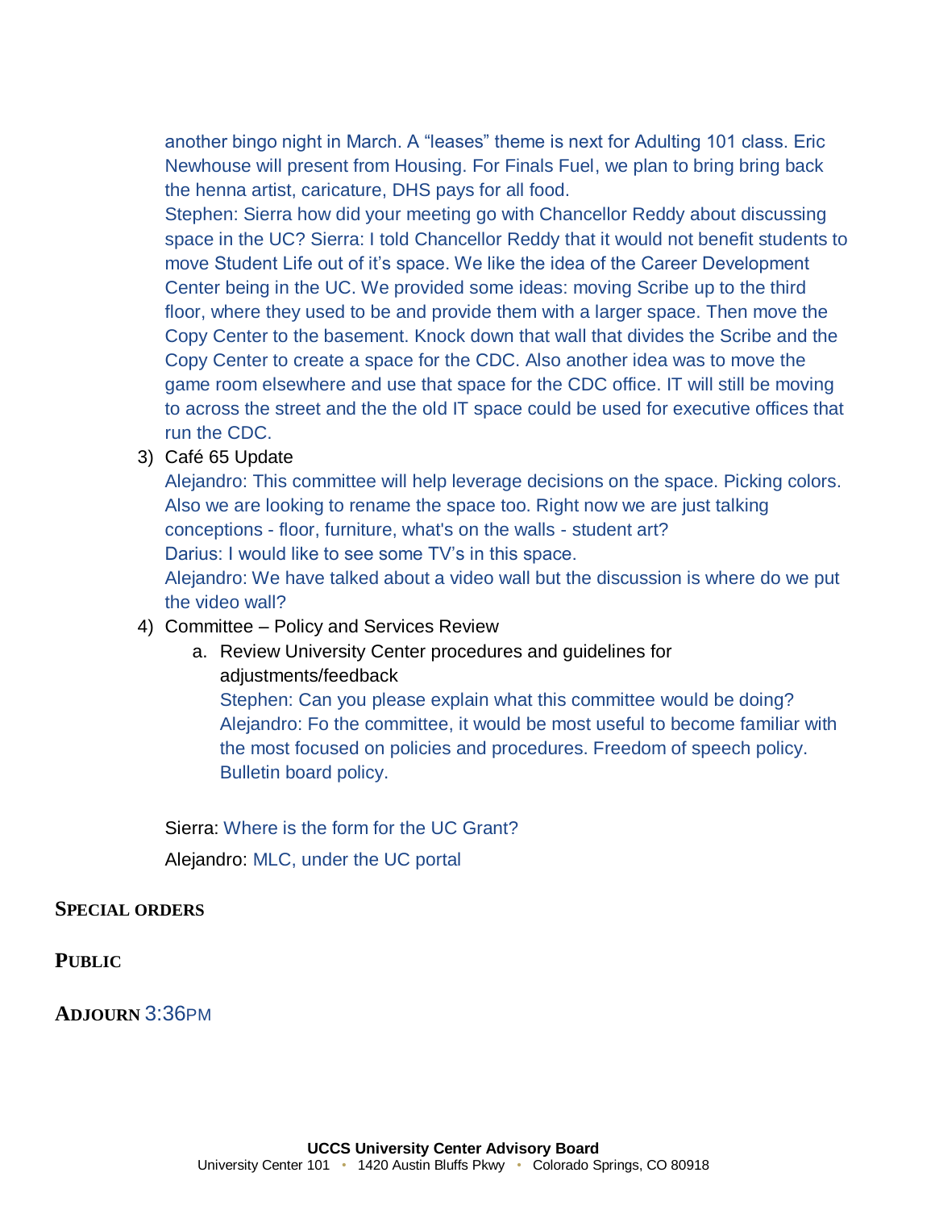another bingo night in March. A "leases" theme is next for Adulting 101 class. Eric Newhouse will present from Housing. For Finals Fuel, we plan to bring bring back the henna artist, caricature, DHS pays for all food.

Stephen: Sierra how did your meeting go with Chancellor Reddy about discussing space in the UC? Sierra: I told Chancellor Reddy that it would not benefit students to move Student Life out of it's space. We like the idea of the Career Development Center being in the UC. We provided some ideas: moving Scribe up to the third floor, where they used to be and provide them with a larger space. Then move the Copy Center to the basement. Knock down that wall that divides the Scribe and the Copy Center to create a space for the CDC. Also another idea was to move the game room elsewhere and use that space for the CDC office. IT will still be moving to across the street and the the old IT space could be used for executive offices that run the CDC.

3) Café 65 Update

   Alejandro: This committee will help leverage decisions on the space. Picking colors. Also we are looking to rename the space too. Right now we are just talking conceptions - floor, furniture, what's on the walls - student art?

   Darius: I would like to see some TV's in this space.

   Alejandro: We have talked about a video wall but the discussion is where do we put the video wall?

4) Committee – Policy and Services Review

   a. Review University Center procedures and guidelines for adjustments/feedback

      Stephen: Can you please explain what this committee would be doing?

      Alejandro: Fo the committee, it would be most useful to become familiar with the most focused on policies and procedures. Freedom of speech policy. Bulletin board policy.

Sierra: Where is the form for the UC Grant?

Alejandro: MLC, under the UC portal

**SPECIAL ORDERS**

**PUBLIC**

**ADJOURN** 3:36PM